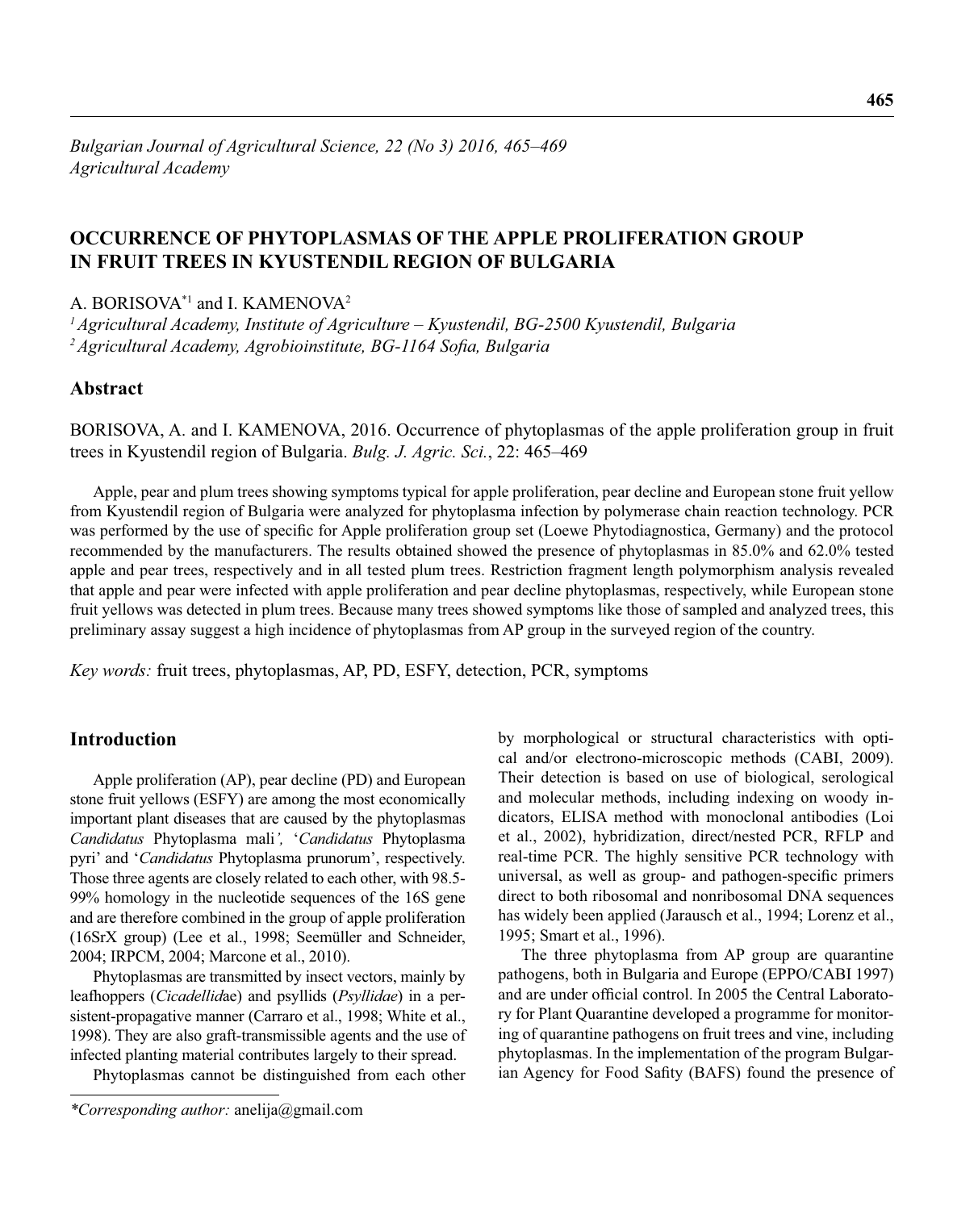# OCCURRENCE OF PHYTOPLASMAS OF THE APPLE PROLIFERATION GROUP IN FRUIT TREES IN KYUSTENDIL REGION OF BULGARIA

A. BORISOVA*[1] and I. KAMENOVA[2]

[1] *Agricultural Academy, Institute of Agriculture – Kyustendil, BG-2500 Kyustendil, Bulgaria*
[2] *Agricultural Academy, Agrobioinstitute, BG-1164 Sofia, Bulgaria*

## Abstract

BORISOVA, A. and I. KAMENOVA, 2016. Occurrence of phytoplasmas of the apple proliferation group in fruit trees in Kyustendil region of Bulgaria. *Bulg. J. Agric. Sci.*, 22: 465–469

Apple, pear and plum trees showing symptoms typical for apple proliferation, pear decline and European stone fruit yellow from Kyustendil region of Bulgaria were analyzed for phytoplasma infection by polymerase chain reaction technology. PCR was performed by the use of specific for Apple proliferation group set (Loewe Phytodiagnostica, Germany) and the protocol recommended by the manufacturers. The results obtained showed the presence of phytoplasmas in 85.0% and 62.0% tested apple and pear trees, respectively and in all tested plum trees. Restriction fragment length polymorphism analysis revealed that apple and pear were infected with apple proliferation and pear decline phytoplasmas, respectively, while European stone fruit yellows was detected in plum trees. Because many trees showed symptoms like those of sampled and analyzed trees, this preliminary assay suggest a high incidence of phytoplasmas from AP group in the surveyed region of the country.

*Key words:* fruit trees, phytoplasmas, AP, PD, ESFY, detection, PCR, symptoms

## Introduction

Apple proliferation (AP), pear decline (PD) and European stone fruit yellows (ESFY) are among the most economically important plant diseases that are caused by the phytoplasmas *Candidatus* Phytoplasma mali*',* '*Candidatus* Phytoplasma pyri' and '*Candidatus* Phytoplasma prunorum', respectively. Those three agents are closely related to each other, with 98.5-99% homology in the nucleotide sequences of the 16S gene and are therefore combined in the group of apple proliferation (16SrX group) (Lee et al., 1998; Seemüller and Schneider, 2004; IRPCM, 2004; Marcone et al., 2010).

Phytoplasmas are transmitted by insect vectors, mainly by leafhoppers (*Cicadellid*ae) and psyllids (*Psyllidae*) in a persistent-propagative manner (Carraro et al., 1998; White et al., 1998). They are also graft-transmissible agents and the use of infected planting material contributes largely to their spread.

Phytoplasmas cannot be distinguished from each other by morphological or structural characteristics with optical and/or electrono-microscopic methods (CABI, 2009). Their detection is based on use of biological, serological and molecular methods, including indexing on woody indicators, ELISA method with monoclonal antibodies (Loi et al., 2002), hybridization, direct/nested PCR, RFLP and real-time PCR. The highly sensitive PCR technology with universal, as well as group- and pathogen-specific primers direct to both ribosomal and nonribosomal DNA sequences has widely been applied (Jarausch et al., 1994; Lorenz et al., 1995; Smart et al., 1996).

The three phytoplasma from AP group are quarantine pathogens, both in Bulgaria and Europe (EPPO/CABI 1997) and are under official control. In 2005 the Central Laboratory for Plant Quarantine developed a programme for monitoring of quarantine pathogens on fruit trees and vine, including phytoplasmas. In the implementation of the program Bulgarian Agency for Food Safity (BAFS) found the presence of

*Corresponding author:* anelija@gmail.com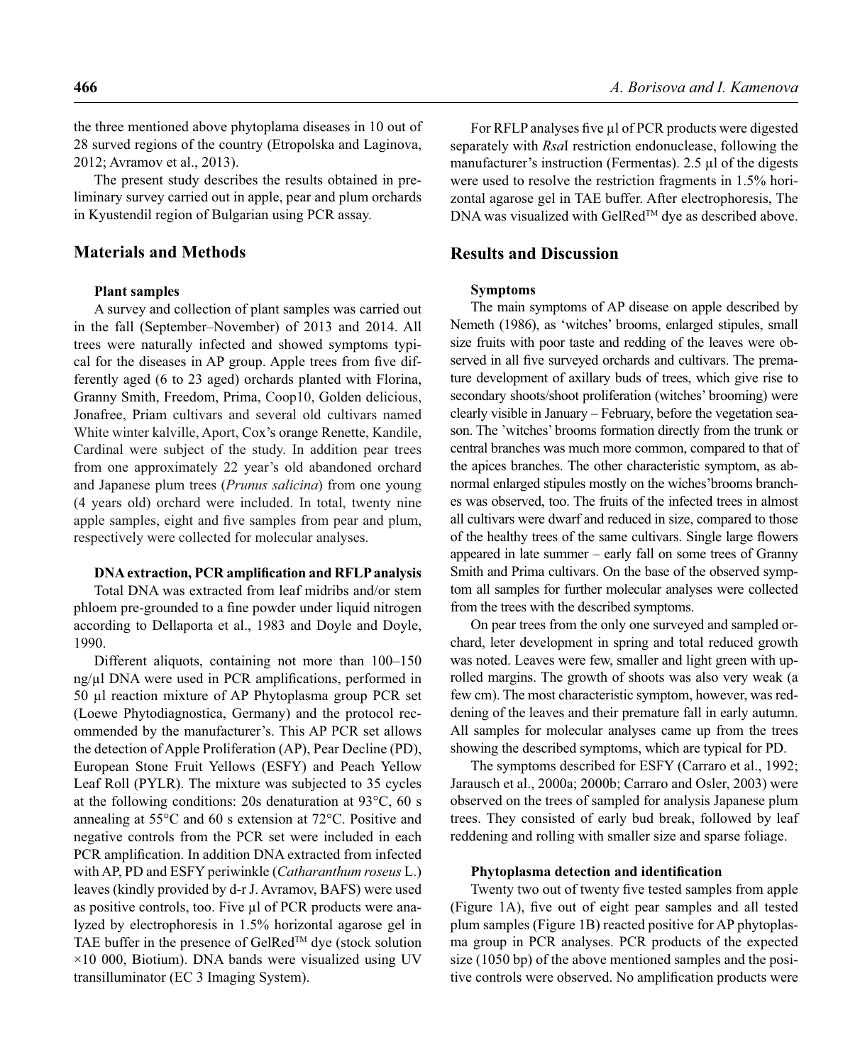the three mentioned above phytoplama diseases in 10 out of 28 surved regions of the country (Etropolska and Laginova, 2012; Avramov et al., 2013).

The present study describes the results obtained in preliminary survey carried out in apple, pear and plum orchards in Kyustendil region of Bulgarian using PCR assay.

## Materials and Methods

### Plant samples

A survey and collection of plant samples was carried out in the fall (September–November) of 2013 and 2014. All trees were naturally infected and showed symptoms typical for the diseases in AP group. Apple trees from five differently aged (6 to 23 aged) orchards planted with Florina, Granny Smith, Freedom, Prima, Coop10, Golden delicious, Jonafree, Priam cultivars and several old cultivars named White winter kalville, Aport, Cox's orange Renette, Kandile, Cardinal were subject of the study. In addition pear trees from one approximately 22 year's old abandoned orchard and Japanese plum trees (*Prunus salicina*) from one young (4 years old) orchard were included. In total, twenty nine apple samples, eight and five samples from pear and plum, respectively were collected for molecular analyses.

### DNA extraction, PCR amplification and RFLP analysis

Total DNA was extracted from leaf midribs and/or stem phloem pre-grounded to a fine powder under liquid nitrogen according to Dellaporta et al., 1983 and Doyle and Doyle, 1990.

Different aliquots, containing not more than 100–150 ng/µl DNA were used in PCR amplifications, performed in 50 µl reaction mixture of AP Phytoplasma group PCR set (Loewe Phytodiagnostica, Germany) and the protocol recommended by the manufacturer's. This AP PCR set allows the detection of Apple Proliferation (AP), Pear Decline (PD), European Stone Fruit Yellows (ESFY) and Peach Yellow Leaf Roll (PYLR). The mixture was subjected to 35 cycles at the following conditions: 20s denaturation at 93°C, 60 s annealing at 55°C and 60 s extension at 72°C. Positive and negative controls from the PCR set were included in each PCR amplification. In addition DNA extracted from infected with AP, PD and ESFY periwinkle (*Catharanthum roseus* L.) leaves (kindly provided by d-r J. Avramov, BAFS) were used as positive controls, too. Five µl of PCR products were analyzed by electrophoresis in 1.5% horizontal agarose gel in TAE buffer in the presence of GelRed™ dye (stock solution ×10 000, Biotium). DNA bands were visualized using UV transillumінator (EC 3 Imaging System).

For RFLP analyses five µl of PCR products were digested separately with *Rsa*I restriction endonuclease, following the manufacturer's instruction (Fermentas). 2.5 µl of the digests were used to resolve the restriction fragments in 1.5% horizontal agarose gel in TAE buffer. After electrophoresis, The DNA was visualized with GelRed™ dye as described above.

## Results and Discussion

### Symptoms

The main symptoms of AP disease on apple described by Nemeth (1986), as 'witches' brooms, enlarged stipules, small size fruits with poor taste and redding of the leaves were observed in all five surveyed orchards and cultivars. The premature development of axillary buds of trees, which give rise to secondary shoots/shoot proliferation (witches' brooming) were clearly visible in January – February, before the vegetation season. The 'witches' brooms formation directly from the trunk or central branches was much more common, compared to that of the apices branches. The other characteristic symptom, as abnormal enlarged stipules mostly on the wiches'brooms branches was observed, too. The fruits of the infected trees in almost all cultivars were dwarf and reduced in size, compared to those of the healthy trees of the same cultivars. Single large flowers appeared in late summer – early fall on some trees of Granny Smith and Prima cultivars. On the base of the observed symptom all samples for further molecular analyses were collected from the trees with the described symptoms.

On pear trees from the only one surveyed and sampled orchard, leter development in spring and total reduced growth was noted. Leaves were few, smaller and light green with uprolled margins. The growth of shoots was also very weak (a few cm). The most characteristic symptom, however, was reddening of the leaves and their premature fall in early autumn. All samples for molecular analyses came up from the trees showing the described symptoms, which are typical for PD.

The symptoms described for ESFY (Carraro et al., 1992; Jarausch et al., 2000a; 2000b; Carraro and Osler, 2003) were observed on the trees of sampled for analysis Japanese plum trees. They consisted of early bud break, followed by leaf reddening and rolling with smaller size and sparse foliage.

### Phytoplasma detection and identification

Twenty two out of twenty five tested samples from apple (Figure 1A), five out of eight pear samples and all tested plum samples (Figure 1B) reacted positive for AP phytoplasma group in PCR analyses. PCR products of the expected size (1050 bp) of the above mentioned samples and the positive controls were observed. No amplification products were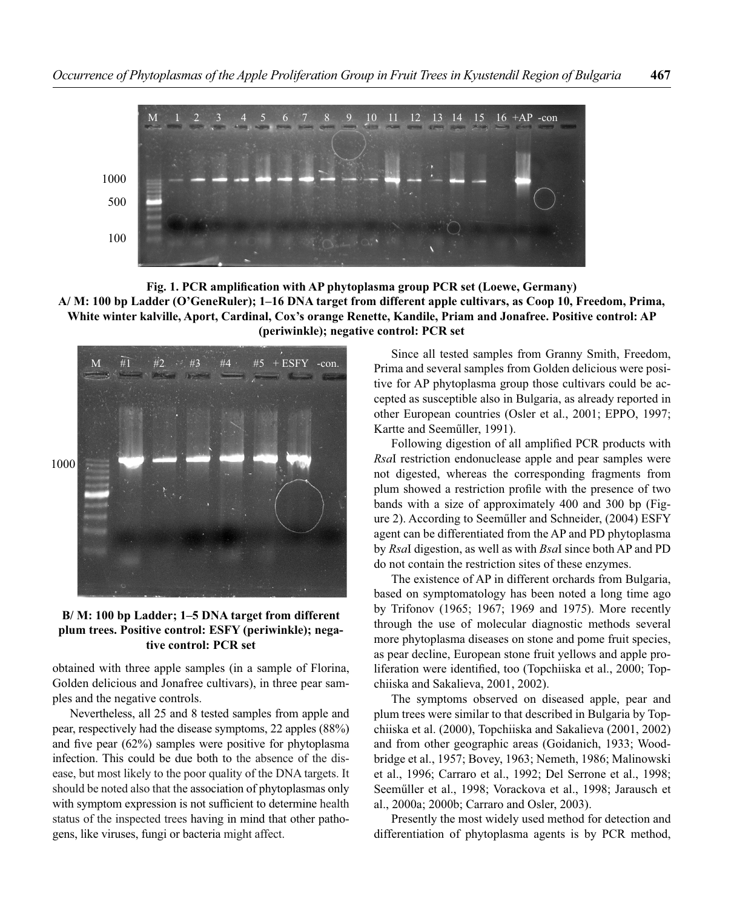**Fig. 1. PCR amplification with AP phytoplasma group PCR set (Loewe, Germany)**
**A/ M: 100 bp Ladder (O'GeneRuler); 1–16 DNA target from different apple cultivars, as Coop 10, Freedom, Prima, White winter kalville, Aport, Cardinal, Cox's orange Renette, Kandile, Priam and Jonafree. Positive control: AP (periwinkle); negative control: PCR set**

**B/ M: 100 bp Ladder; 1–5 DNA target from different plum trees. Positive control: ESFY (periwinkle); negative control: PCR set**

obtained with three apple samples (in a sample of Florina, Golden delicious and Jonafree cultivars), in three pear samples and the negative controls.

Nevertheless, all 25 and 8 tested samples from apple and pear, respectively had the disease symptoms, 22 apples (88%) and five pear (62%) samples were positive for phytoplasma infection. This could be due both to the absence of the disease, but most likely to the poor quality of the DNA targets. It should be noted also that the association of phytoplasmas only with symptom expression is not sufficient to determine health status of the inspected trees having in mind that other pathogens, like viruses, fungi or bacteria might affect.

Since all tested samples from Granny Smith, Freedom, Prima and several samples from Golden delicious were positive for AP phytoplasma group those cultivars could be accepted as susceptible also in Bulgaria, as already reported in other European countries (Osler et al., 2001; EPPO, 1997; Kartte and Seeműller, 1991).

Following digestion of all amplified PCR products with *Rsa*I restriction endonuclease apple and pear samples were not digested, whereas the corresponding fragments from plum showed a restriction profile with the presence of two bands with a size of approximately 400 and 300 bp (Figure 2). According to Seeműller and Schneider, (2004) ESFY agent can be differentiated from the AP and PD phytoplasma by *Rsa*I digestion, as well as with *Bsa*I since both AP and PD do not contain the restriction sites of these enzymes.

The existence of AP in different orchards from Bulgaria, based on symptomatology has been noted a long time ago by Trifonov (1965; 1967; 1969 and 1975). More recently through the use of molecular diagnostic methods several more phytoplasma diseases on stone and pome fruit species, as pear decline, European stone fruit yellows and apple proliferation were identified, too (Topchiiska et al., 2000; Topchiiska and Sakalieva, 2001, 2002).

The symptoms observed on diseased apple, pear and plum trees were similar to that described in Bulgaria by Topchiiska et al. (2000), Topchiiska and Sakalieva (2001, 2002) and from other geographic areas (Goidanich, 1933; Woodbridge et al., 1957; Bovey, 1963; Nemeth, 1986; Malinowski et al., 1996; Carraro et al., 1992; Del Serrone et al., 1998; Seeműller et al., 1998; Vorackova et al., 1998; Jarausch et al., 2000a; 2000b; Carraro and Osler, 2003).

Presently the most widely used method for detection and differentiation of phytoplasma agents is by PCR method,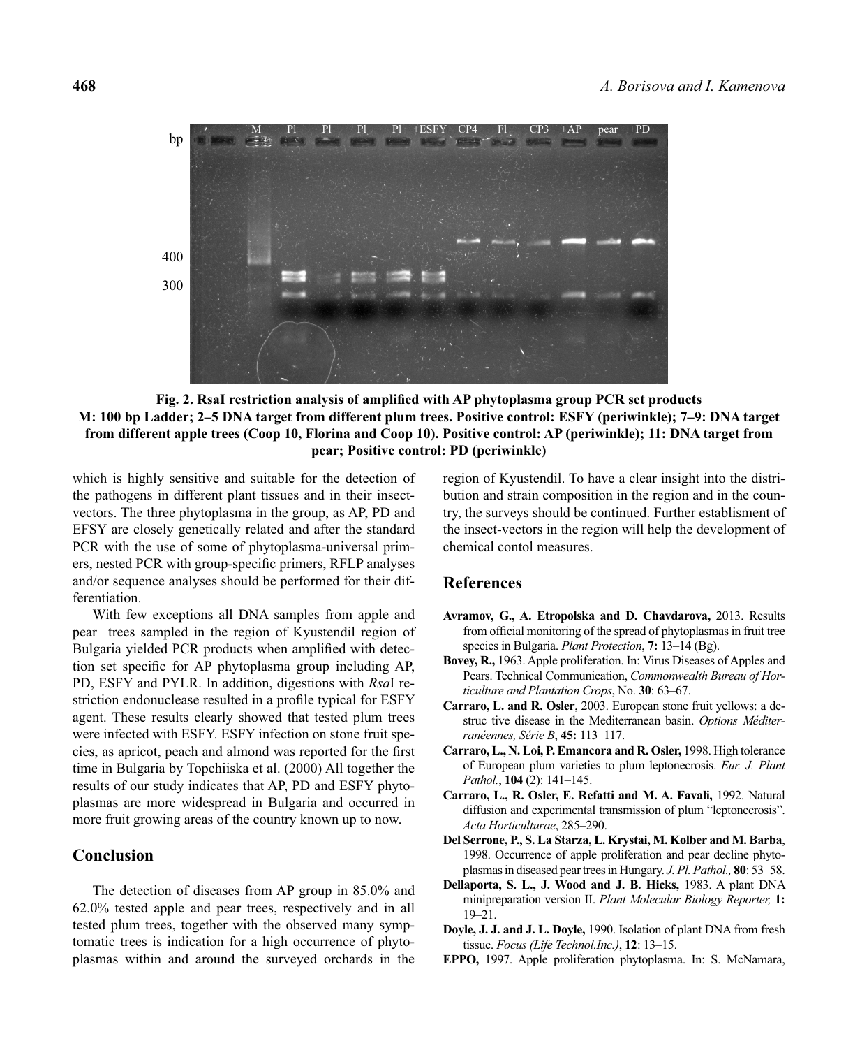**Fig. 2. RsaI restriction analysis of amplified with AP phytoplasma group PCR set products**
**M: 100 bp Ladder; 2–5 DNA target from different plum trees. Positive control: ESFY (periwinkle); 7–9: DNA target from different apple trees (Coop 10, Florina and Coop 10). Positive control: AP (periwinkle); 11: DNA target from pear; Positive control: PD (periwinkle)**

which is highly sensitive and suitable for the detection of the pathogens in different plant tissues and in their insect-vectors. The three phytoplasma in the group, as AP, PD and EFSY are closely genetically related and after the standard PCR with the use of some of phytoplasma-universal primers, nested PCR with group-specific primers, RFLP analyses and/or sequence analyses should be performed for their differentiation.

With few exceptions all DNA samples from apple and pear trees sampled in the region of Kyustendil region of Bulgaria yielded PCR products when amplified with detection set specific for AP phytoplasma group including AP, PD, ESFY and PYLR. In addition, digestions with *Rsa*I restriction endonuclease resulted in a profile typical for ESFY agent. These results clearly showed that tested plum trees were infected with ESFY. ESFY infection on stone fruit species, as apricot, peach and almond was reported for the first time in Bulgaria by Topchiiska et al. (2000) All together the results of our study indicates that AP, PD and ESFY phytoplasmas are more widespread in Bulgaria and occurred in more fruit growing areas of the country known up to now.

## Conclusion

The detection of diseases from AP group in 85.0% and 62.0% tested apple and pear trees, respectively and in all tested plum trees, together with the observed many symptomatic trees is indication for a high occurrence of phytoplasmas within and around the surveyed orchards in the region of Kyustendil. To have a clear insight into the distribution and strain composition in the region and in the country, the surveys should be continued. Further establisment of the insect-vectors in the region will help the development of chemical contol measures.

## References

**Avramov, G., A. Etropolska and D. Chavdarova,** 2013. Results from official monitoring of the spread of phytoplasmas in fruit tree species in Bulgaria. *Plant Protection*, **7:** 13–14 (Bg).

**Bovey, R.,** 1963. Apple proliferation. In: Virus Diseases of Apples and Pears. Technical Communication, *Commonwealth Bureau of Horticulture and Plantation Crops*, No. **30**: 63–67.

**Carraro, L. and R. Osler**, 2003. European stone fruit yellows: a destruc tive disease in the Mediterranean basin. *Options Méditerranéennes, Série B*, **45:** 113–117.

**Carraro, L., N. Loi, P. Emancora and R. Osler,** 1998. High tolerance of European plum varieties to plum leptonecrosis. *Eur. J. Plant Pathol.*, **104** (2): 141–145.

**Carraro, L., R. Osler, E. Refatti and M. A. Favali,** 1992. Natural diffusion and experimental transmission of plum "leptonecrosis". *Acta Horticulturae*, 285–290.

**Del Serrone, P., S. La Starza, L. Krystai, M. Kolber and M. Barba**, 1998. Occurrence of apple proliferation and pear decline phytoplasmas in diseased pear trees in Hungary. *J. Pl. Pathol.,* **80**: 53–58.

**Dellaporta, S. L., J. Wood and J. B. Hicks,** 1983. A plant DNA minipreparation version II. *Plant Molecular Biology Reporter,* **1:** 19–21.

**Doyle, J. J. and J. L. Doyle,** 1990. Isolation of plant DNA from fresh tissue. *Focus (Life Technol.Inc.)*, **12**: 13–15.

**EPPO,** 1997. Apple proliferation phytoplasma. In: S. McNamara,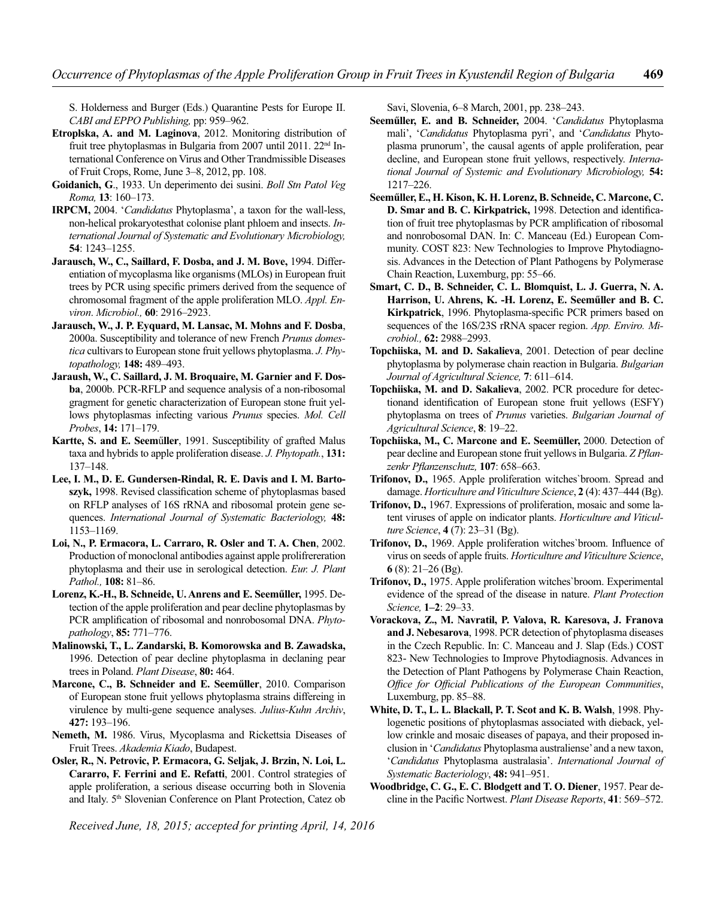S. Holderness and Burger (Eds.) Quarantine Pests for Europe II. *CABI and EPPO Publishing,* pp: 959–962.

**Etroplska, A. and M. Laginova**, 2012. Monitoring distribution of fruit tree phytoplasmas in Bulgaria from 2007 until 2011. 22[nd] International Conference on Virus and Other Trandmissible Diseases of Fruit Crops, Rome, June 3–8, 2012, pp. 108.

**Goidanich, G**., 1933. Un deperimento dei susini. *Boll Stn Patol Veg Roma,* **13**: 160–173.

**IRPCM,** 2004. '*Candidatus* Phytoplasma', a taxon for the wall-less, non-helical prokaryotesthat colonise plant phloem and insects. *International Journal of Systematic and Evolutionary Microbiology,* **54**: 1243–1255.

**Jarausch, W., C., Saillard, F. Dosba, and J. M. Bove,** 1994. Differentiation of mycoplasma like organisms (MLOs) in European fruit trees by PCR using specific primers derived from the sequence of chromosomal fragment of the apple proliferation MLO. *Appl. Environ. Microbiol.,* **60**: 2916–2923.

**Jarausch, W., J. P. Eyquard, M. Lansac, M. Mohns and F. Dosba**, 2000a. Susceptibility and tolerance of new French *Prunus domestica* cultivars to European stone fruit yellows phytoplasma. *J. Phytopathology,* **148:** 489–493.

**Jarausch, W., C. Saillard, J. M. Broquaire, M. Garnier and F. Dosba**, 2000b. PCR-RFLP and sequence analysis of a non-ribosomal gragment for genetic characterization of European stone fruit yellows phytoplasmas infecting various *Prunus* species. *Mol. Cell Probes*, **14:** 171–179.

**Kartte, S. and E. Seemüller**, 1991. Susceptibility of grafted Malus taxa and hybrids to apple proliferation disease. *J. Phytopath.*, **131:** 137–148.

**Lee, I. M., D. E. Gundersen-Rindal, R. E. Davis and I. M. Bartoszyk,** 1998. Revised classification scheme of phytoplasmas based on RFLP analyses of 16S rRNA and ribosomal protein gene sequences. *International Journal of Systematic Bacteriology,* **48:** 1153–1169.

**Loi, N., P. Ermacora, L. Carraro, R. Osler and T. A. Chen**, 2002. Production of monoclonal antibodies against apple prolifreration phytoplasma and their use in serological detection. *Eur. J. Plant Pathol.,* **108:** 81–86.

**Lorenz, K.-H., B. Schneide, U. Anrens and E. Seeműller,** 1995. Detection of the apple proliferation and pear decline phytoplasmas by PCR amplification of ribosomal and nonrobosomal DNA. *Phytopathology*, **85:** 771–776.

**Malinowski, T., L. Zandarski, B. Komorowska and B. Zawadska,** 1996. Detection of pear decline phytoplasma in declaning pear trees in Poland. *Plant Disease*, **80:** 464.

**Marcone, C., B. Schneider and E. Seeműller**, 2010. Comparison of European stone fruit yellows phytoplasma strains differeing in virulence by multi-gene sequence analyses. *Julius-Kuhn Archiv*, **427:** 193–196.

**Nemeth, M.** 1986. Virus, Mycoplasma and Rickettsia Diseases of Fruit Trees. *Akademia Kiado*, Budapest.

**Osler, R., N. Petrovic, P. Ermacora, G. Seljak, J. Brzin, N. Loi, L. Cararro, F. Ferrini and E. Refatti**, 2001. Control strategies of apple proliferation, a serious disease occurring both in Slovenia and Italy. 5[th] Slovenian Conference on Plant Protection, Catez ob Savi, Slovenia, 6–8 March, 2001, pp. 238–243.

**Seeműller, E. and B. Schneider,** 2004. '*Candidatus* Phytoplasma mali', '*Candidatus* Phytoplasma pyri', and '*Candidatus* Phytoplasma prunorum', the causal agents of apple proliferation, pear decline, and European stone fruit yellows, respectively. *International Journal of Systemic and Evolutionary Microbiology,* **54:** 1217–226.

**Seeműller, E., H. Kison, K. H. Lorenz, B. Schneide, C. Marcone, C. D. Smar and B. C. Kirkpatrick,** 1998. Detection and identification of fruit tree phytoplasmas by PCR amplification of ribosomal and nonrobosomal DAN. In: C. Manceau (Ed.) European Community. COST 823: New Technologies to Improve Phytodiagnosis. Advances in the Detection of Plant Pathogens by Polymerase Chain Reaction, Luxemburg, pp: 55–66.

**Smart, C. D., B. Schneider, C. L. Blomquist, L. J. Guerra, N. A. Harrison, U. Ahrens, K. -H. Lorenz, E. Seeműller and B. C. Kirkpatrick**, 1996. Phytoplasma-specific PCR primers based on sequences of the 16S/23S rRNA spacer region. *App. Enviro. Microbiol.,* **62:** 2988–2993.

**Topchiiska, M. and D. Sakalieva**, 2001. Detection of pear decline phytoplasma by polymerase chain reaction in Bulgaria. *Bulgarian Journal of Agricultural Science,* **7**: 611–614.

**Topchiiska, M. and D. Sakalieva**, 2002. PCR procedure for detectionand identification of European stone fruit yellows (ESFY) phytoplasma on trees of *Prunus* varieties. *Bulgarian Journal of Agricultural Science*, **8**: 19–22.

**Topchiiska, M., C. Marcone and E. Seemüller,** 2000. Detection of pear decline and European stone fruit yellows in Bulgaria. *Z Pflanzenkr Pflanzenschutz,* **107**: 658–663.

**Trifonov, D.,** 1965. Apple proliferation witches`broom. Spread and damage. *Horticulture and Viticulture Science*, **2** (4): 437–444 (Bg).

**Trifonov, D.,** 1967. Expressions of proliferation, mosaic and some latent viruses of apple on indicator plants. *Horticulture and Viticulture Science*, **4** (7): 23–31 (Bg).

**Trifonov, D.,** 1969. Apple proliferation witches`broom. Influence of virus on seeds of apple fruits. *Horticulture and Viticulture Science*, **6** (8): 21–26 (Bg).

**Trifonov, D.,** 1975. Apple proliferation witches`broom. Experimental evidence of the spread of the disease in nature. *Plant Protection Science,* **1–2**: 29–33.

**Vorackova, Z., M. Navratil, P. Valova, R. Karesova, J. Franova and J. Nebesarova**, 1998. PCR detection of phytoplasma diseases in the Czech Republic. In: C. Manceau and J. Slap (Eds.) COST 823- New Technologies to Improve Phytodiagnosis. Advances in the Detection of Plant Pathogens by Polymerase Chain Reaction, *Office for Official Publications of the European Communities*, Luxemburg, pp. 85–88.

**White, D. T., L. L. Blackall, P. T. Scot and K. B. Walsh**, 1998. Phylogenetic positions of phytoplasmas associated with dieback, yellow crinkle and mosaic diseases of papaya, and their proposed inclusion in '*Candidatus* Phytoplasma australiense' and a new taxon, '*Candidatus* Phytoplasma australasia'. *International Journal of Systematic Bacteriology*, **48:** 941–951.

**Woodbridge, C. G., E. C. Blodgett and T. O. Diener**, 1957. Pear decline in the Pacific Nortwest. *Plant Disease Reports*, **41**: 569–572.

*Received June, 18, 2015; accepted for printing April, 14, 2016*